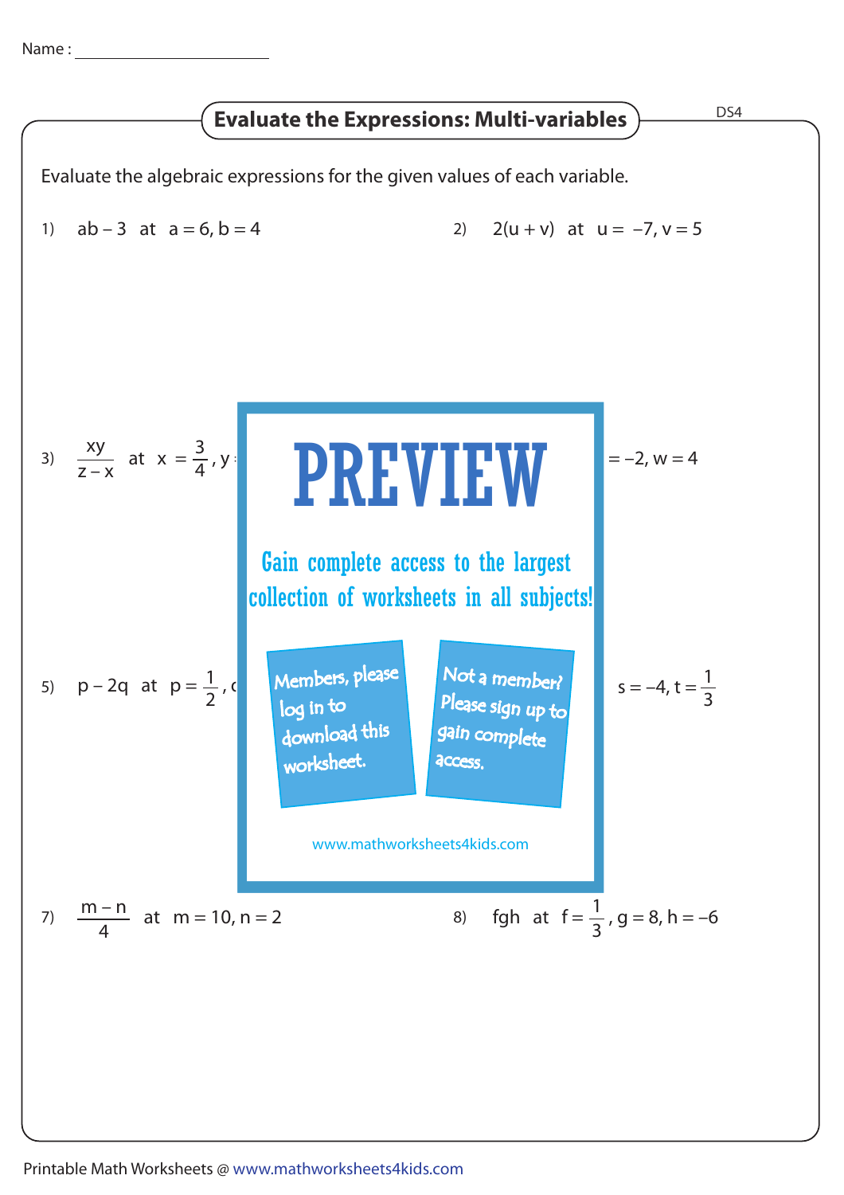Name : ______________________

# Evaluate the Expressions: Multi-variables

DS4

Evaluate the algebraic expressions for the given values of each variable.

1) $ab - 3$ at $a = 6, b = 4$

2) $2(u + v)$ at $u = -7, v = 5$

3) $\dfrac{xy}{z - x}$ at $x = \dfrac{3}{4}, y$

$= -2, w = 4$

PREVIEW

Gain complete access to the largest collection of worksheets in all subjects!

Members, please log in to download this worksheet.

Not a member? Please sign up to gain complete access.

www.mathworksheets4kids.com

5) $p - 2q$ at $p = \dfrac{1}{2}$, c

$s = -4, t = \dfrac{1}{3}$

7) $\dfrac{m - n}{4}$ at $m = 10, n = 2$

8) $fgh$ at $f = \dfrac{1}{3}, g = 8, h = -6$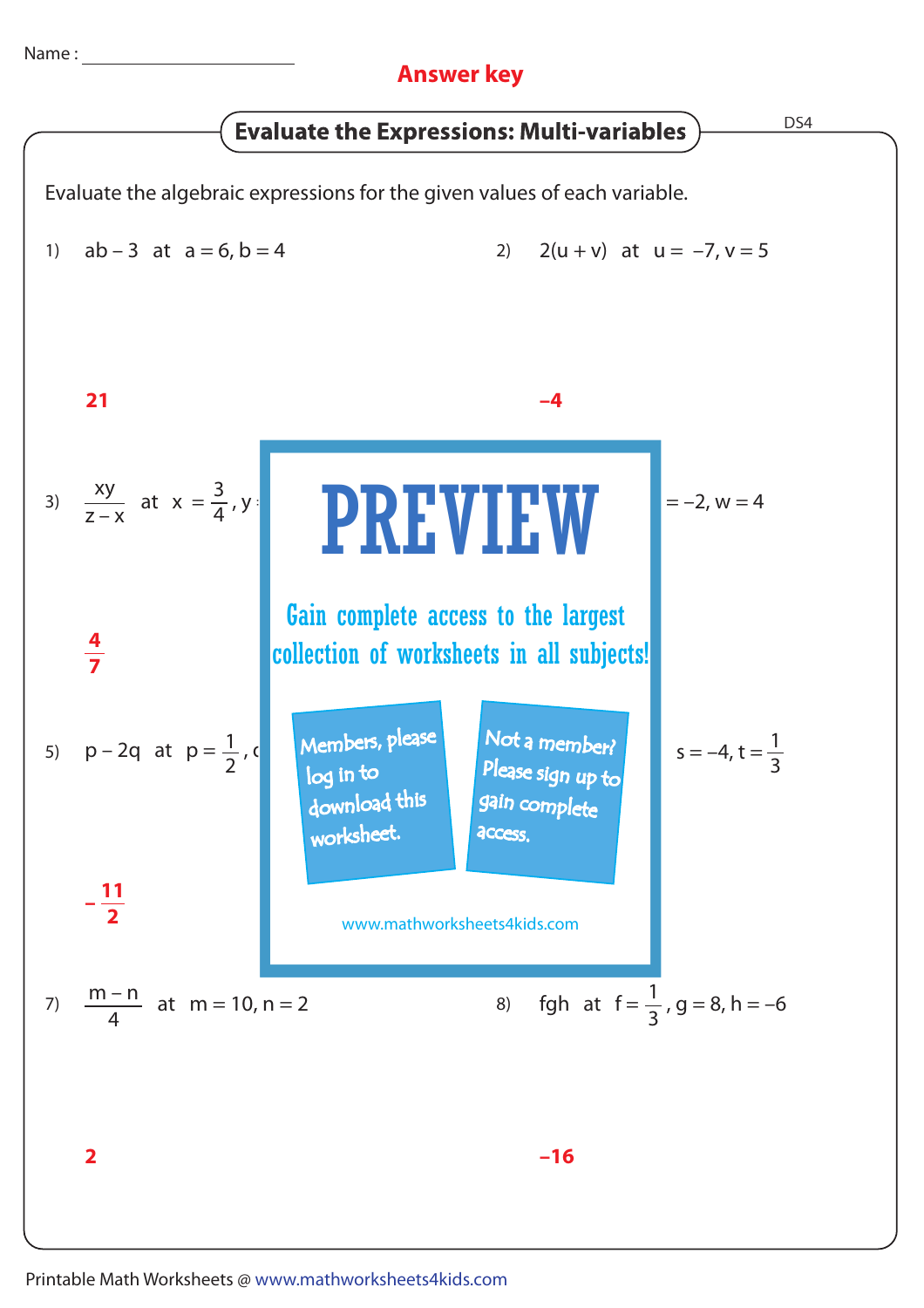Name : ______________________

**Answer key**

## Evaluate the Expressions: Multi-variables

DS4

Evaluate the algebraic expressions for the given values of each variable.

1) $ab - 3$ at $a = 6, b = 4$

**21**

2) $2(u + v)$ at $u = -7, v = 5$

**−4**

3) $\dfrac{xy}{z - x}$ at $x = \dfrac{3}{4}, y$

$= -2, w = 4$

**$\dfrac{4}{7}$**

**PREVIEW**

Gain complete access to the largest collection of worksheets in all subjects!

Members, please log in to download this worksheet.

Not a member? Please sign up to gain complete access.

www.mathworksheets4kids.com

5) $p - 2q$ at $p = \dfrac{1}{2}$, c

$s = -4, t = \dfrac{1}{3}$

**$-\dfrac{11}{2}$**

7) $\dfrac{m - n}{4}$ at $m = 10, n = 2$

**2**

8) $fgh$ at $f = \dfrac{1}{3}, g = 8, h = -6$

**−16**

Printable Math Worksheets @ www.mathworksheets4kids.com